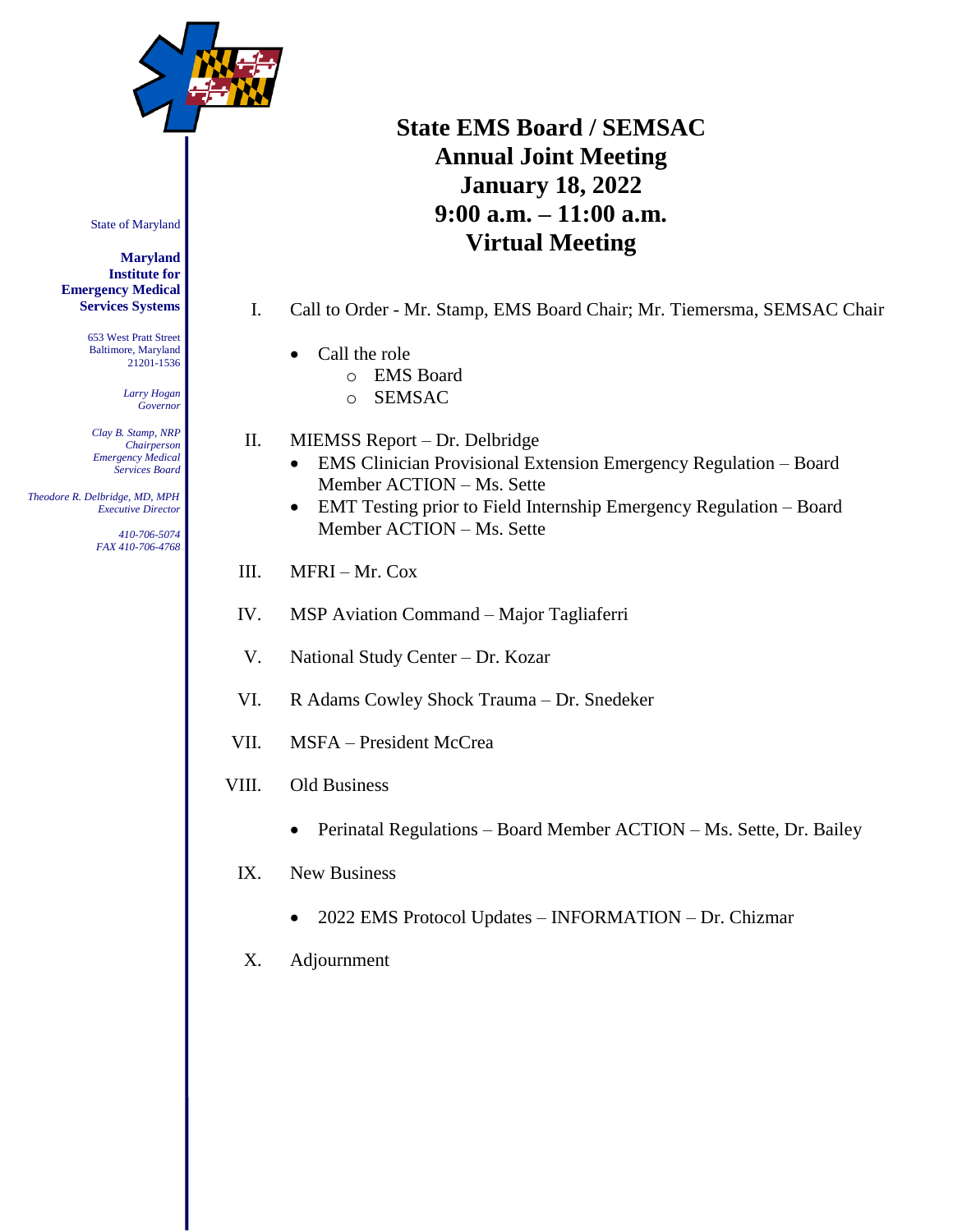State of Maryland

**Maryland Institute for Emergency Medical Services Systems**

653 West Pratt Street
Baltimore, Maryland
21201-1536

*Larry Hogan*
*Governor*

*Clay B. Stamp, NRP*
*Chairperson*
*Emergency Medical Services Board*

*Theodore R. Delbridge, MD, MPH*
*Executive Director*

*410-706-5074*
*FAX 410-706-4768*

# State EMS Board / SEMSAC Annual Joint Meeting
# January 18, 2022
# 9:00 a.m. – 11:00 a.m.
# Virtual Meeting

I. Call to Order - Mr. Stamp, EMS Board Chair; Mr. Tiemersma, SEMSAC Chair

- Call the role
  - EMS Board
  - SEMSAC

II. MIEMSS Report – Dr. Delbridge
- EMS Clinician Provisional Extension Emergency Regulation – Board Member ACTION – Ms. Sette
- EMT Testing prior to Field Internship Emergency Regulation – Board Member ACTION – Ms. Sette

III. MFRI – Mr. Cox

IV. MSP Aviation Command – Major Tagliaferri

V. National Study Center – Dr. Kozar

VI. R Adams Cowley Shock Trauma – Dr. Snedeker

VII. MSFA – President McCrea

VIII. Old Business

- Perinatal Regulations – Board Member ACTION – Ms. Sette, Dr. Bailey

IX. New Business

- 2022 EMS Protocol Updates – INFORMATION – Dr. Chizmar

X. Adjournment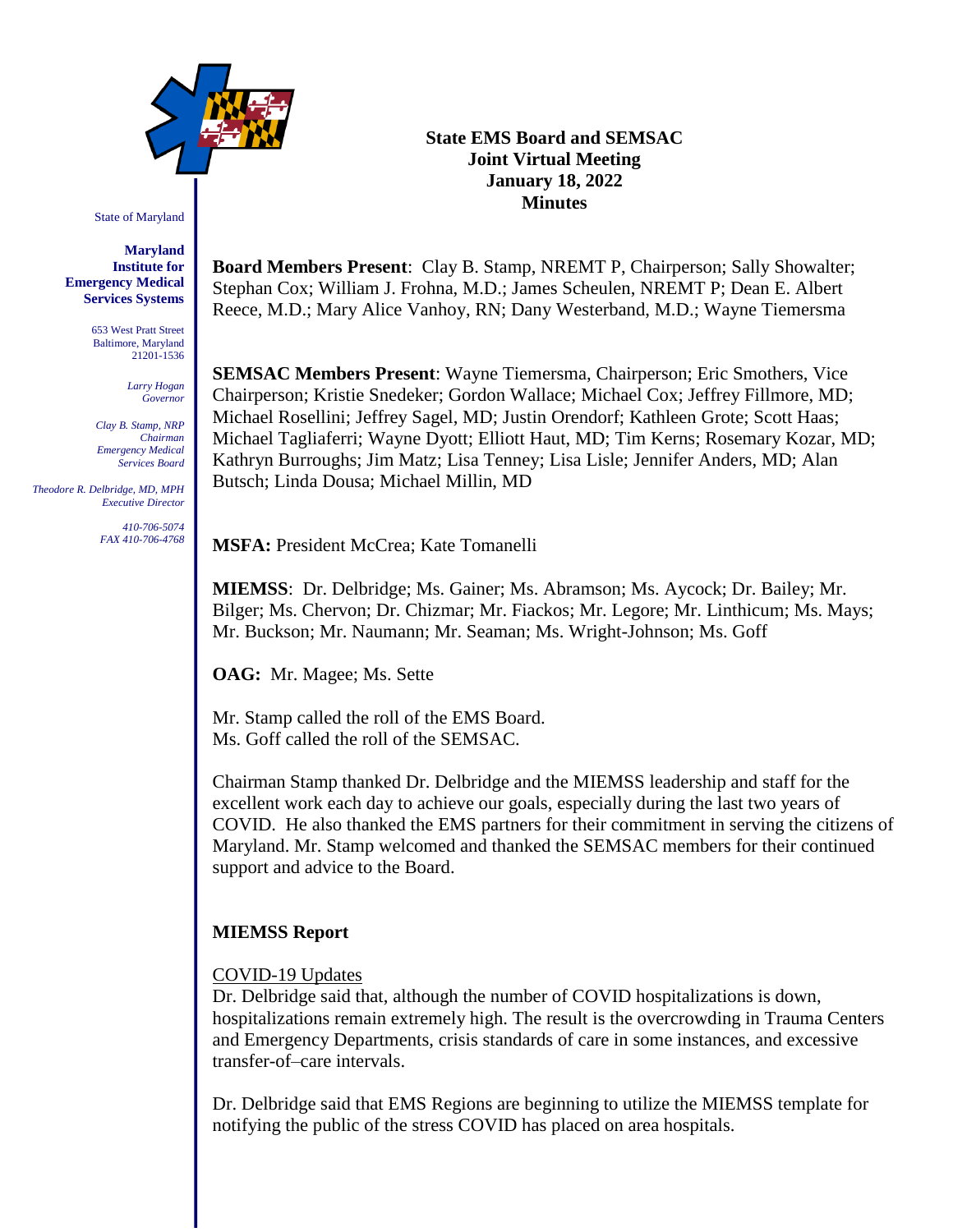State of Maryland

**Maryland Institute for Emergency Medical Services Systems**

653 West Pratt Street
Baltimore, Maryland
21201-1536

*Larry Hogan*
*Governor*

*Clay B. Stamp, NRP*
*Chairman*
*Emergency Medical Services Board*

*Theodore R. Delbridge, MD, MPH*
*Executive Director*

*410-706-5074*
*FAX 410-706-4768*

**State EMS Board and SEMSAC**
**Joint Virtual Meeting**
**January 18, 2022**
**Minutes**

**Board Members Present**: Clay B. Stamp, NREMT P, Chairperson; Sally Showalter; Stephan Cox; William J. Frohna, M.D.; James Scheulen, NREMT P; Dean E. Albert Reece, M.D.; Mary Alice Vanhoy, RN; Dany Westerband, M.D.; Wayne Tiemersma

**SEMSAC Members Present**: Wayne Tiemersma, Chairperson; Eric Smothers, Vice Chairperson; Kristie Snedeker; Gordon Wallace; Michael Cox; Jeffrey Fillmore, MD; Michael Rosellini; Jeffrey Sagel, MD; Justin Orendorf; Kathleen Grote; Scott Haas; Michael Tagliaferri; Wayne Dyott; Elliott Haut, MD; Tim Kerns; Rosemary Kozar, MD; Kathryn Burroughs; Jim Matz; Lisa Tenney; Lisa Lisle; Jennifer Anders, MD; Alan Butsch; Linda Dousa; Michael Millin, MD

**MSFA:** President McCrea; Kate Tomanelli

**MIEMSS**: Dr. Delbridge; Ms. Gainer; Ms. Abramson; Ms. Aycock; Dr. Bailey; Mr. Bilger; Ms. Chervon; Dr. Chizmar; Mr. Fiackos; Mr. Legore; Mr. Linthicum; Ms. Mays; Mr. Buckson; Mr. Naumann; Mr. Seaman; Ms. Wright-Johnson; Ms. Goff

**OAG:** Mr. Magee; Ms. Sette

Mr. Stamp called the roll of the EMS Board.
Ms. Goff called the roll of the SEMSAC.

Chairman Stamp thanked Dr. Delbridge and the MIEMSS leadership and staff for the excellent work each day to achieve our goals, especially during the last two years of COVID. He also thanked the EMS partners for their commitment in serving the citizens of Maryland. Mr. Stamp welcomed and thanked the SEMSAC members for their continued support and advice to the Board.

## MIEMSS Report

COVID-19 Updates

Dr. Delbridge said that, although the number of COVID hospitalizations is down, hospitalizations remain extremely high. The result is the overcrowding in Trauma Centers and Emergency Departments, crisis standards of care in some instances, and excessive transfer-of–care intervals.

Dr. Delbridge said that EMS Regions are beginning to utilize the MIEMSS template for notifying the public of the stress COVID has placed on area hospitals.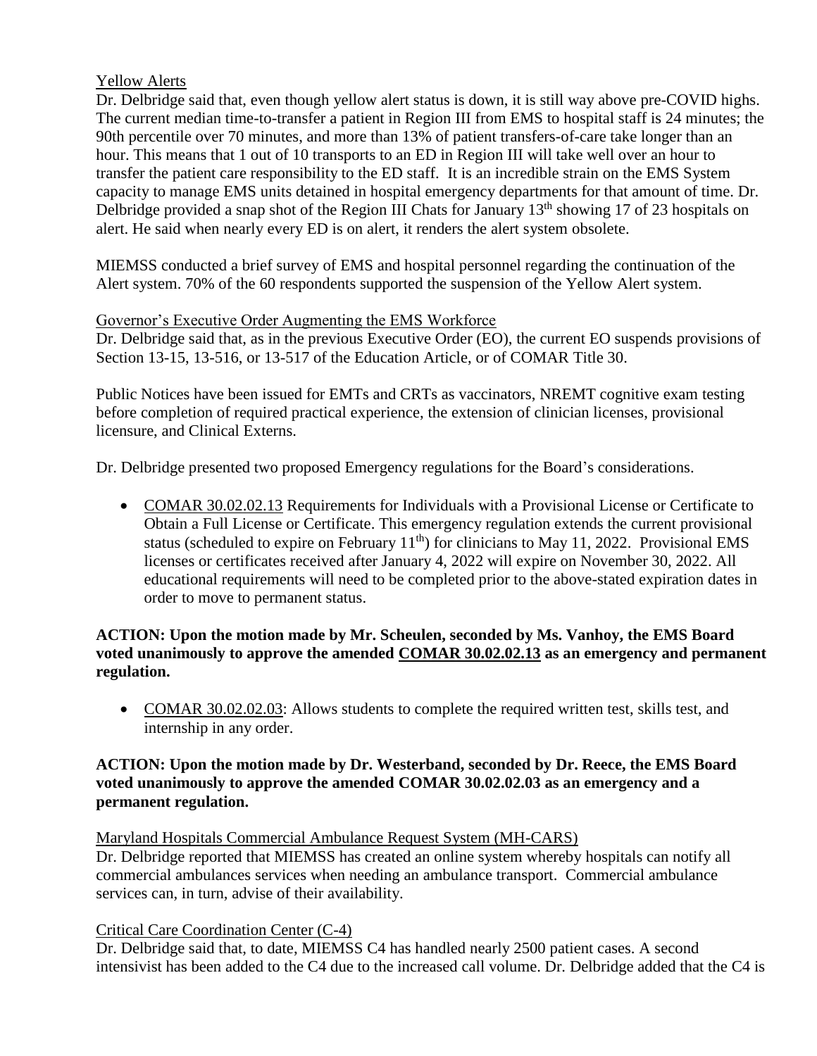Yellow Alerts

Dr. Delbridge said that, even though yellow alert status is down, it is still way above pre-COVID highs. The current median time-to-transfer a patient in Region III from EMS to hospital staff is 24 minutes; the 90th percentile over 70 minutes, and more than 13% of patient transfers-of-care take longer than an hour. This means that 1 out of 10 transports to an ED in Region III will take well over an hour to transfer the patient care responsibility to the ED staff. It is an incredible strain on the EMS System capacity to manage EMS units detained in hospital emergency departments for that amount of time. Dr. Delbridge provided a snap shot of the Region III Chats for January 13th showing 17 of 23 hospitals on alert. He said when nearly every ED is on alert, it renders the alert system obsolete.

MIEMSS conducted a brief survey of EMS and hospital personnel regarding the continuation of the Alert system. 70% of the 60 respondents supported the suspension of the Yellow Alert system.

Governor's Executive Order Augmenting the EMS Workforce

Dr. Delbridge said that, as in the previous Executive Order (EO), the current EO suspends provisions of Section 13-15, 13-516, or 13-517 of the Education Article, or of COMAR Title 30.

Public Notices have been issued for EMTs and CRTs as vaccinators, NREMT cognitive exam testing before completion of required practical experience, the extension of clinician licenses, provisional licensure, and Clinical Externs.

Dr. Delbridge presented two proposed Emergency regulations for the Board's considerations.

- COMAR 30.02.02.13 Requirements for Individuals with a Provisional License or Certificate to Obtain a Full License or Certificate. This emergency regulation extends the current provisional status (scheduled to expire on February 11th) for clinicians to May 11, 2022. Provisional EMS licenses or certificates received after January 4, 2022 will expire on November 30, 2022. All educational requirements will need to be completed prior to the above-stated expiration dates in order to move to permanent status.

**ACTION: Upon the motion made by Mr. Scheulen, seconded by Ms. Vanhoy, the EMS Board voted unanimously to approve the amended COMAR 30.02.02.13 as an emergency and permanent regulation.**

- COMAR 30.02.02.03: Allows students to complete the required written test, skills test, and internship in any order.

**ACTION: Upon the motion made by Dr. Westerband, seconded by Dr. Reece, the EMS Board voted unanimously to approve the amended COMAR 30.02.02.03 as an emergency and a permanent regulation.**

Maryland Hospitals Commercial Ambulance Request System (MH-CARS)

Dr. Delbridge reported that MIEMSS has created an online system whereby hospitals can notify all commercial ambulances services when needing an ambulance transport. Commercial ambulance services can, in turn, advise of their availability.

Critical Care Coordination Center (C-4)

Dr. Delbridge said that, to date, MIEMSS C4 has handled nearly 2500 patient cases. A second intensivist has been added to the C4 due to the increased call volume. Dr. Delbridge added that the C4 is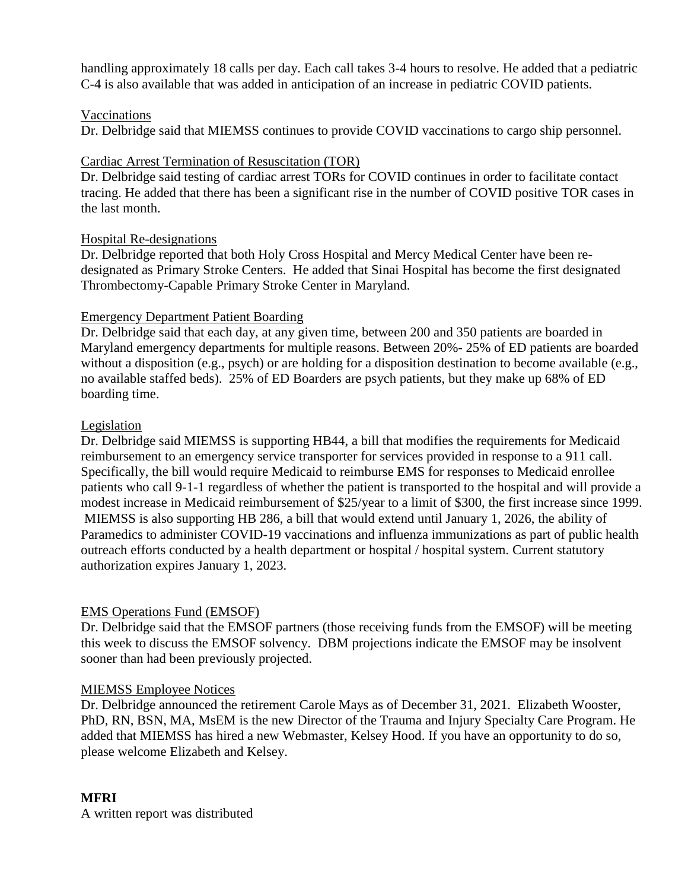handling approximately 18 calls per day. Each call takes 3-4 hours to resolve. He added that a pediatric C-4 is also available that was added in anticipation of an increase in pediatric COVID patients.

Vaccinations

Dr. Delbridge said that MIEMSS continues to provide COVID vaccinations to cargo ship personnel.

Cardiac Arrest Termination of Resuscitation (TOR)

Dr. Delbridge said testing of cardiac arrest TORs for COVID continues in order to facilitate contact tracing. He added that there has been a significant rise in the number of COVID positive TOR cases in the last month.

Hospital Re-designations

Dr. Delbridge reported that both Holy Cross Hospital and Mercy Medical Center have been re-designated as Primary Stroke Centers. He added that Sinai Hospital has become the first designated Thrombectomy-Capable Primary Stroke Center in Maryland.

Emergency Department Patient Boarding

Dr. Delbridge said that each day, at any given time, between 200 and 350 patients are boarded in Maryland emergency departments for multiple reasons. Between 20%- 25% of ED patients are boarded without a disposition (e.g., psych) or are holding for a disposition destination to become available (e.g., no available staffed beds). 25% of ED Boarders are psych patients, but they make up 68% of ED boarding time.

Legislation

Dr. Delbridge said MIEMSS is supporting HB44, a bill that modifies the requirements for Medicaid reimbursement to an emergency service transporter for services provided in response to a 911 call. Specifically, the bill would require Medicaid to reimburse EMS for responses to Medicaid enrollee patients who call 9-1-1 regardless of whether the patient is transported to the hospital and will provide a modest increase in Medicaid reimbursement of $25/year to a limit of $300, the first increase since 1999. MIEMSS is also supporting HB 286, a bill that would extend until January 1, 2026, the ability of Paramedics to administer COVID-19 vaccinations and influenza immunizations as part of public health outreach efforts conducted by a health department or hospital / hospital system. Current statutory authorization expires January 1, 2023.

EMS Operations Fund (EMSOF)

Dr. Delbridge said that the EMSOF partners (those receiving funds from the EMSOF) will be meeting this week to discuss the EMSOF solvency. DBM projections indicate the EMSOF may be insolvent sooner than had been previously projected.

MIEMSS Employee Notices

Dr. Delbridge announced the retirement Carole Mays as of December 31, 2021. Elizabeth Wooster, PhD, RN, BSN, MA, MsEM is the new Director of the Trauma and Injury Specialty Care Program. He added that MIEMSS has hired a new Webmaster, Kelsey Hood. If you have an opportunity to do so, please welcome Elizabeth and Kelsey.

**MFRI**

A written report was distributed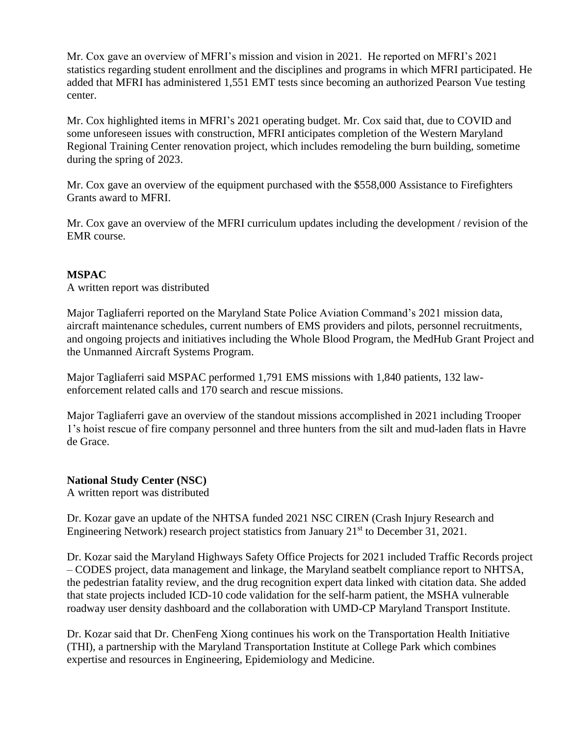Mr. Cox gave an overview of MFRI's mission and vision in 2021. He reported on MFRI's 2021 statistics regarding student enrollment and the disciplines and programs in which MFRI participated. He added that MFRI has administered 1,551 EMT tests since becoming an authorized Pearson Vue testing center.

Mr. Cox highlighted items in MFRI's 2021 operating budget. Mr. Cox said that, due to COVID and some unforeseen issues with construction, MFRI anticipates completion of the Western Maryland Regional Training Center renovation project, which includes remodeling the burn building, sometime during the spring of 2023.

Mr. Cox gave an overview of the equipment purchased with the $558,000 Assistance to Firefighters Grants award to MFRI.

Mr. Cox gave an overview of the MFRI curriculum updates including the development / revision of the EMR course.

**MSPAC**

A written report was distributed

Major Tagliaferri reported on the Maryland State Police Aviation Command's 2021 mission data, aircraft maintenance schedules, current numbers of EMS providers and pilots, personnel recruitments, and ongoing projects and initiatives including the Whole Blood Program, the MedHub Grant Project and the Unmanned Aircraft Systems Program.

Major Tagliaferri said MSPAC performed 1,791 EMS missions with 1,840 patients, 132 law-enforcement related calls and 170 search and rescue missions.

Major Tagliaferri gave an overview of the standout missions accomplished in 2021 including Trooper 1's hoist rescue of fire company personnel and three hunters from the silt and mud-laden flats in Havre de Grace.

**National Study Center (NSC)**

A written report was distributed

Dr. Kozar gave an update of the NHTSA funded 2021 NSC CIREN (Crash Injury Research and Engineering Network) research project statistics from January 21st to December 31, 2021.

Dr. Kozar said the Maryland Highways Safety Office Projects for 2021 included Traffic Records project – CODES project, data management and linkage, the Maryland seatbelt compliance report to NHTSA, the pedestrian fatality review, and the drug recognition expert data linked with citation data. She added that state projects included ICD-10 code validation for the self-harm patient, the MSHA vulnerable roadway user density dashboard and the collaboration with UMD-CP Maryland Transport Institute.

Dr. Kozar said that Dr. ChenFeng Xiong continues his work on the Transportation Health Initiative (THI), a partnership with the Maryland Transportation Institute at College Park which combines expertise and resources in Engineering, Epidemiology and Medicine.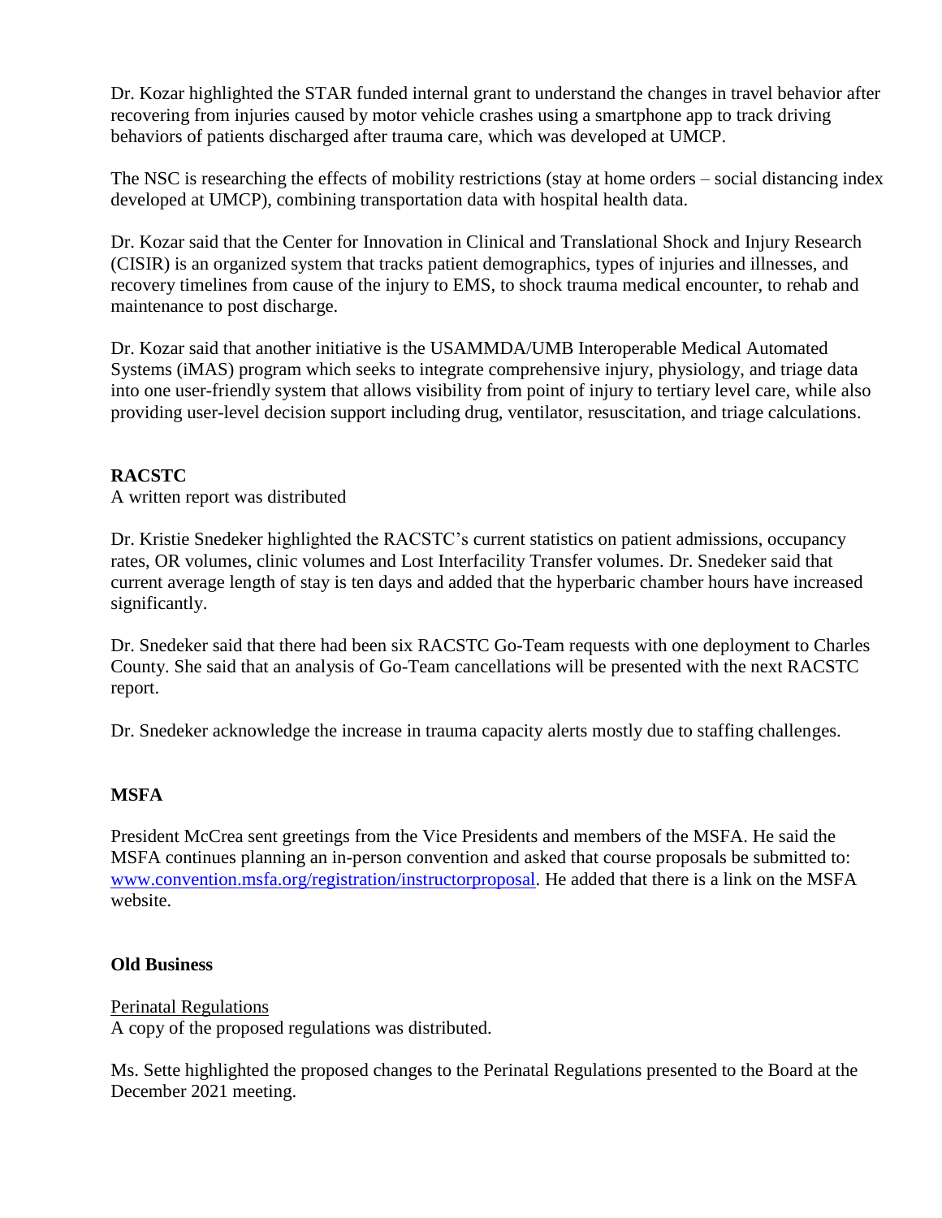Dr. Kozar highlighted the STAR funded internal grant to understand the changes in travel behavior after recovering from injuries caused by motor vehicle crashes using a smartphone app to track driving behaviors of patients discharged after trauma care, which was developed at UMCP.

The NSC is researching the effects of mobility restrictions (stay at home orders – social distancing index developed at UMCP), combining transportation data with hospital health data.

Dr. Kozar said that the Center for Innovation in Clinical and Translational Shock and Injury Research (CISIR) is an organized system that tracks patient demographics, types of injuries and illnesses, and recovery timelines from cause of the injury to EMS, to shock trauma medical encounter, to rehab and maintenance to post discharge.

Dr. Kozar said that another initiative is the USAMMDA/UMB Interoperable Medical Automated Systems (iMAS) program which seeks to integrate comprehensive injury, physiology, and triage data into one user-friendly system that allows visibility from point of injury to tertiary level care, while also providing user-level decision support including drug, ventilator, resuscitation, and triage calculations.

**RACSTC**

A written report was distributed

Dr. Kristie Snedeker highlighted the RACSTC's current statistics on patient admissions, occupancy rates, OR volumes, clinic volumes and Lost Interfacility Transfer volumes. Dr. Snedeker said that current average length of stay is ten days and added that the hyperbaric chamber hours have increased significantly.

Dr. Snedeker said that there had been six RACSTC Go-Team requests with one deployment to Charles County. She said that an analysis of Go-Team cancellations will be presented with the next RACSTC report.

Dr. Snedeker acknowledge the increase in trauma capacity alerts mostly due to staffing challenges.

**MSFA**

President McCrea sent greetings from the Vice Presidents and members of the MSFA. He said the MSFA continues planning an in-person convention and asked that course proposals be submitted to: [www.convention.msfa.org/registration/instructorproposal](www.convention.msfa.org/registration/instructorproposal). He added that there is a link on the MSFA website.

**Old Business**

Perinatal Regulations

A copy of the proposed regulations was distributed.

Ms. Sette highlighted the proposed changes to the Perinatal Regulations presented to the Board at the December 2021 meeting.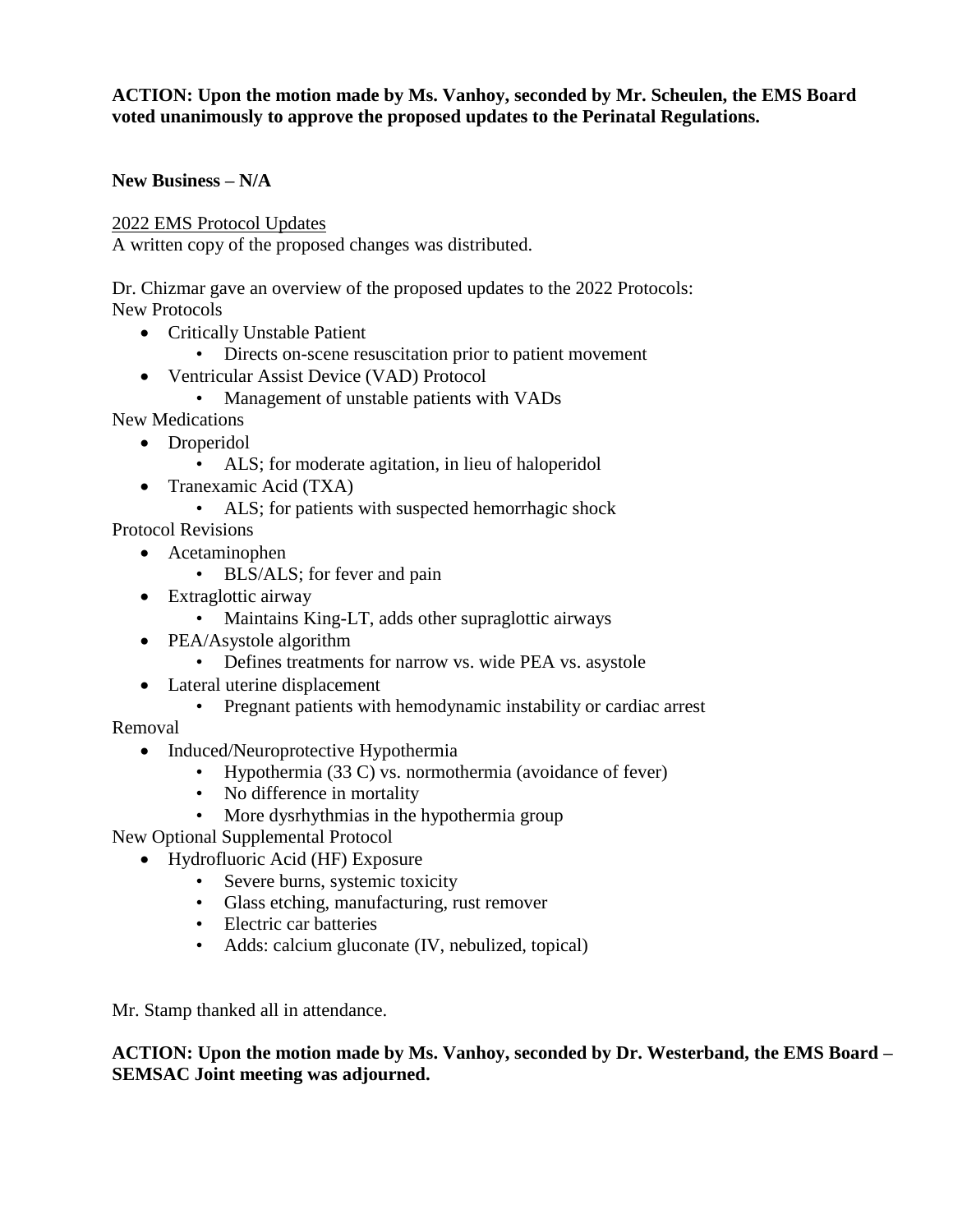**ACTION: Upon the motion made by Ms. Vanhoy, seconded by Mr. Scheulen, the EMS Board voted unanimously to approve the proposed updates to the Perinatal Regulations.**

**New Business – N/A**

2022 EMS Protocol Updates

A written copy of the proposed changes was distributed.

Dr. Chizmar gave an overview of the proposed updates to the 2022 Protocols:

New Protocols

- Critically Unstable Patient
  - Directs on-scene resuscitation prior to patient movement
- Ventricular Assist Device (VAD) Protocol
  - Management of unstable patients with VADs

New Medications

- Droperidol
  - ALS; for moderate agitation, in lieu of haloperidol
- Tranexamic Acid (TXA)
  - ALS; for patients with suspected hemorrhagic shock

Protocol Revisions

- Acetaminophen
  - BLS/ALS; for fever and pain
- Extraglottic airway
  - Maintains King-LT, adds other supraglottic airways
- PEA/Asystole algorithm
  - Defines treatments for narrow vs. wide PEA vs. asystole
- Lateral uterine displacement
  - Pregnant patients with hemodynamic instability or cardiac arrest

Removal

- Induced/Neuroprotective Hypothermia
  - Hypothermia (33 C) vs. normothermia (avoidance of fever)
  - No difference in mortality
  - More dysrhythmias in the hypothermia group

New Optional Supplemental Protocol

- Hydrofluoric Acid (HF) Exposure
  - Severe burns, systemic toxicity
  - Glass etching, manufacturing, rust remover
  - Electric car batteries
  - Adds: calcium gluconate (IV, nebulized, topical)

Mr. Stamp thanked all in attendance.

**ACTION: Upon the motion made by Ms. Vanhoy, seconded by Dr. Westerband, the EMS Board – SEMSAC Joint meeting was adjourned.**